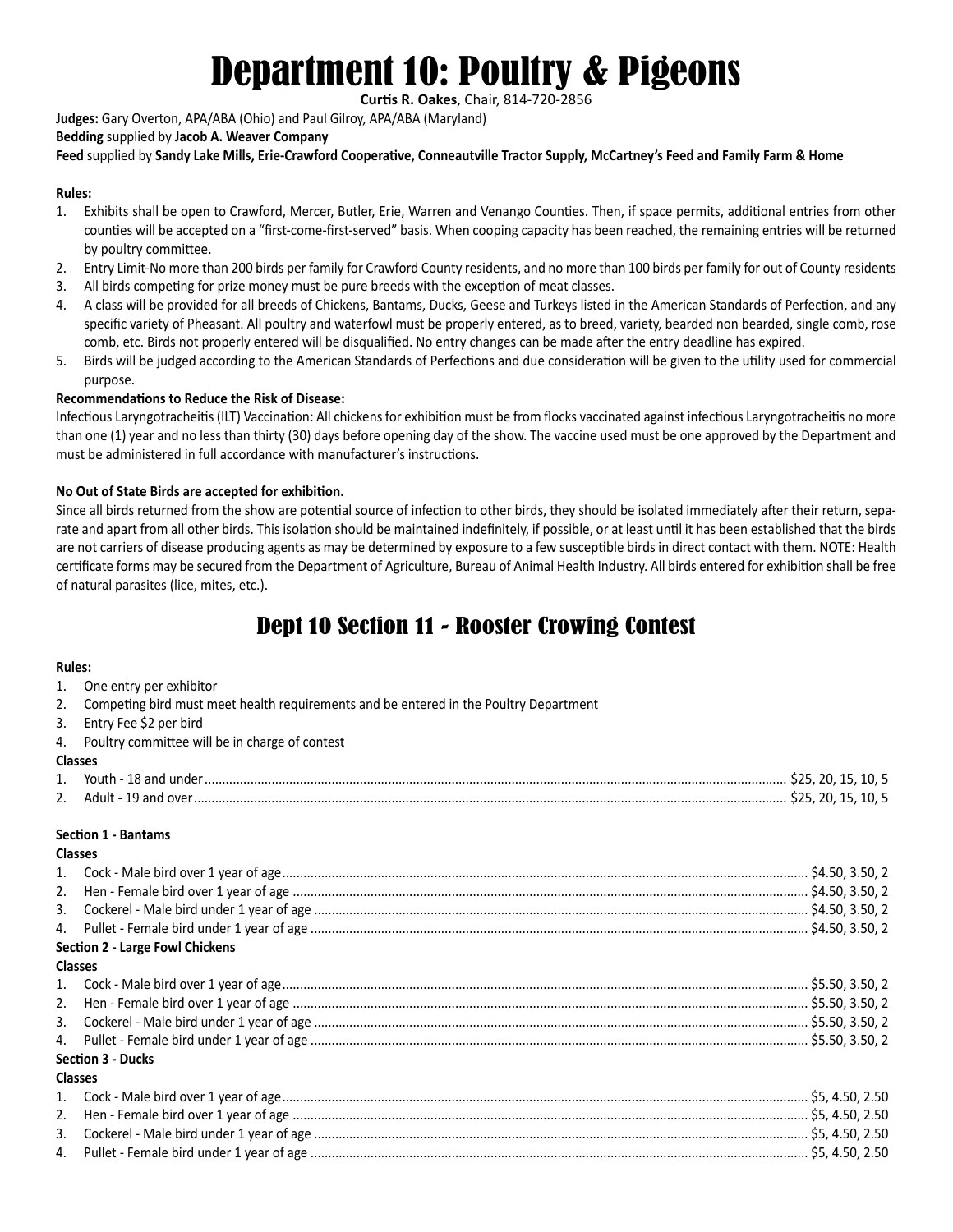# Department 10: Poultry & Pigeons

**Curtis R. Oakes**, Chair, 814-720-2856

**Judges:** Gary Overton, APA/ABA (Ohio) and Paul Gilroy, APA/ABA (Maryland)

**Bedding** supplied by **Jacob A. Weaver Company**

**Feed** supplied by **Sandy Lake Mills, Erie-Crawford Cooperative, Conneautville Tractor Supply, McCartney's Feed and Family Farm & Home**

**Rules:**

1. Exhibits shall be open to Crawford, Mercer, Butler, Erie, Warren and Venango Counties. Then, if space permits, additional entries from other counties will be accepted on a "first-come-first-served" basis. When cooping capacity has been reached, the remaining entries will be returned by poultry committee.
2. Entry Limit-No more than 200 birds per family for Crawford County residents, and no more than 100 birds per family for out of County residents
3. All birds competing for prize money must be pure breeds with the exception of meat classes.
4. A class will be provided for all breeds of Chickens, Bantams, Ducks, Geese and Turkeys listed in the American Standards of Perfection, and any specific variety of Pheasant. All poultry and waterfowl must be properly entered, as to breed, variety, bearded non bearded, single comb, rose comb, etc. Birds not properly entered will be disqualified. No entry changes can be made after the entry deadline has expired.
5. Birds will be judged according to the American Standards of Perfections and due consideration will be given to the utility used for commercial purpose.

**Recommendations to Reduce the Risk of Disease:**

Infectious Laryngotracheitis (ILT) Vaccination: All chickens for exhibition must be from flocks vaccinated against infectious Laryngotracheitis no more than one (1) year and no less than thirty (30) days before opening day of the show. The vaccine used must be one approved by the Department and must be administered in full accordance with manufacturer's instructions.

**No Out of State Birds are accepted for exhibition.**

Since all birds returned from the show are potential source of infection to other birds, they should be isolated immediately after their return, separate and apart from all other birds. This isolation should be maintained indefinitely, if possible, or at least until it has been established that the birds are not carriers of disease producing agents as may be determined by exposure to a few susceptible birds in direct contact with them. NOTE: Health certificate forms may be secured from the Department of Agriculture, Bureau of Animal Health Industry. All birds entered for exhibition shall be free of natural parasites (lice, mites, etc.).

## Dept 10 Section 11 - Rooster Crowing Contest

**Rules:**

1. One entry per exhibitor
2. Competing bird must meet health requirements and be entered in the Poultry Department
3. Entry Fee $2 per bird
4. Poultry committee will be in charge of contest

**Classes**

1. Youth - 18 and under .......... $25, 20, 15, 10, 5
2. Adult - 19 and over .......... $25, 20, 15, 10, 5

**Section 1 - Bantams**

**Classes**

1. Cock - Male bird over 1 year of age .......... $4.50, 3.50, 2
2. Hen - Female bird over 1 year of age .......... $4.50, 3.50, 2
3. Cockerel - Male bird under 1 year of age .......... $4.50, 3.50, 2
4. Pullet - Female bird under 1 year of age .......... $4.50, 3.50, 2

**Section 2 - Large Fowl Chickens**

**Classes**

1. Cock - Male bird over 1 year of age .......... $5.50, 3.50, 2
2. Hen - Female bird over 1 year of age .......... $5.50, 3.50, 2
3. Cockerel - Male bird under 1 year of age .......... $5.50, 3.50, 2
4. Pullet - Female bird under 1 year of age .......... $5.50, 3.50, 2

**Section 3 - Ducks**

**Classes**

1. Cock - Male bird over 1 year of age .......... $5, 4.50, 2.50
2. Hen - Female bird over 1 year of age .......... $5, 4.50, 2.50
3. Cockerel - Male bird under 1 year of age .......... $5, 4.50, 2.50
4. Pullet - Female bird under 1 year of age .......... $5, 4.50, 2.50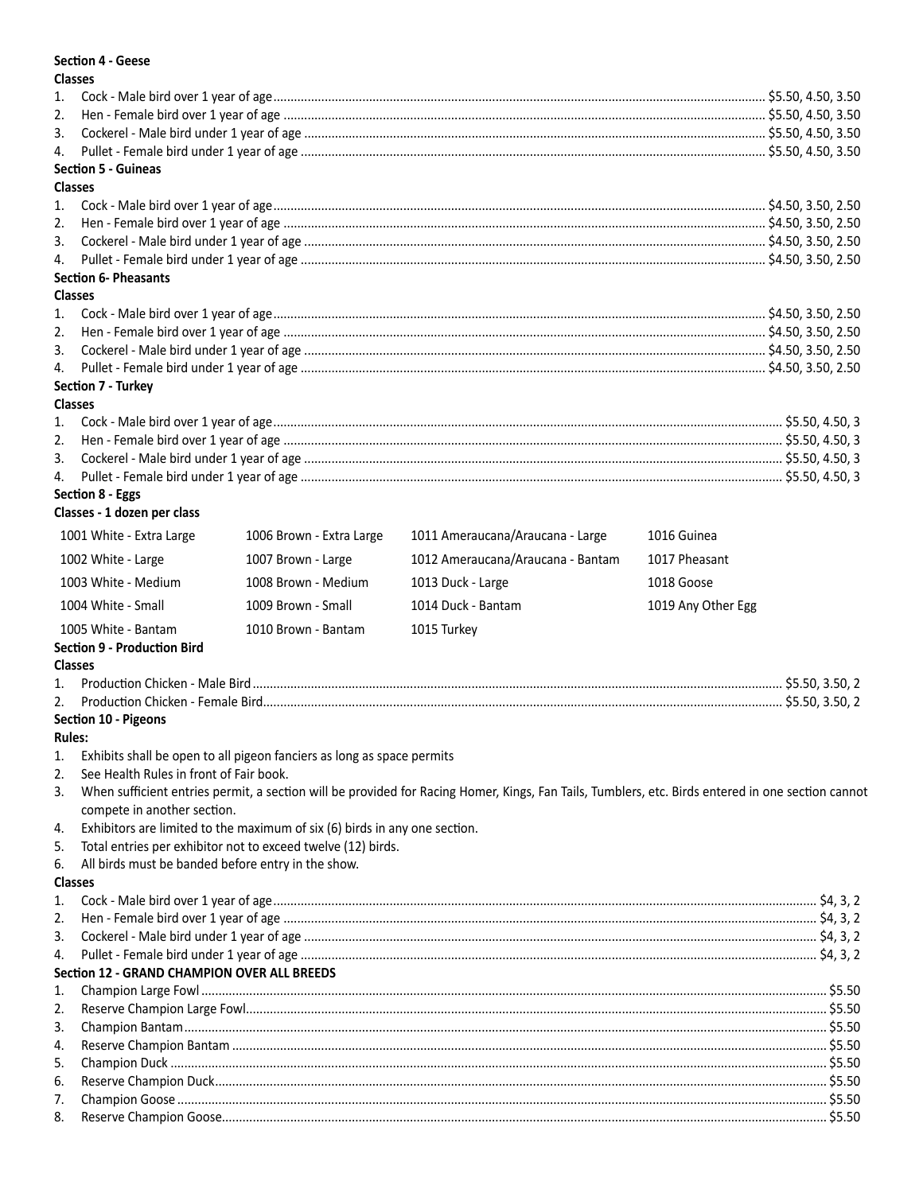**Section 4 - Geese**

**Classes**

1. Cock - Male bird over 1 year of age ........ $5.50, 4.50, 3.50
2. Hen - Female bird over 1 year of age ........ $5.50, 4.50, 3.50
3. Cockerel - Male bird under 1 year of age ........ $5.50, 4.50, 3.50
4. Pullet - Female bird under 1 year of age ........ $5.50, 4.50, 3.50

**Section 5 - Guineas**

**Classes**

1. Cock - Male bird over 1 year of age ........ $4.50, 3.50, 2.50
2. Hen - Female bird over 1 year of age ........ $4.50, 3.50, 2.50
3. Cockerel - Male bird under 1 year of age ........ $4.50, 3.50, 2.50
4. Pullet - Female bird under 1 year of age ........ $4.50, 3.50, 2.50

**Section 6- Pheasants**

**Classes**

1. Cock - Male bird over 1 year of age ........ $4.50, 3.50, 2.50
2. Hen - Female bird over 1 year of age ........ $4.50, 3.50, 2.50
3. Cockerel - Male bird under 1 year of age ........ $4.50, 3.50, 2.50
4. Pullet - Female bird under 1 year of age ........ $4.50, 3.50, 2.50

**Section 7 - Turkey**

**Classes**

1. Cock - Male bird over 1 year of age ........ $5.50, 4.50, 3
2. Hen - Female bird over 1 year of age ........ $5.50, 4.50, 3
3. Cockerel - Male bird under 1 year of age ........ $5.50, 4.50, 3
4. Pullet - Female bird under 1 year of age ........ $5.50, 4.50, 3

**Section 8 - Eggs**

**Classes - 1 dozen per class**

| | | | |
|---|---|---|---|
| 1001 White - Extra Large | 1006 Brown - Extra Large | 1011 Ameraucana/Araucana - Large | 1016 Guinea |
| 1002 White - Large | 1007 Brown - Large | 1012 Ameraucana/Araucana - Bantam | 1017 Pheasant |
| 1003 White - Medium | 1008 Brown - Medium | 1013 Duck - Large | 1018 Goose |
| 1004 White - Small | 1009 Brown - Small | 1014 Duck - Bantam | 1019 Any Other Egg |
| 1005 White - Bantam | 1010 Brown - Bantam | 1015 Turkey | |

**Section 9 - Production Bird**

**Classes**

1. Production Chicken - Male Bird ........ $5.50, 3.50, 2
2. Production Chicken - Female Bird ........ $5.50, 3.50, 2

**Section 10 - Pigeons**

**Rules:**

1. Exhibits shall be open to all pigeon fanciers as long as space permits
2. See Health Rules in front of Fair book.
3. When sufficient entries permit, a section will be provided for Racing Homer, Kings, Fan Tails, Tumblers, etc. Birds entered in one section cannot compete in another section.
4. Exhibitors are limited to the maximum of six (6) birds in any one section.
5. Total entries per exhibitor not to exceed twelve (12) birds.
6. All birds must be banded before entry in the show.

**Classes**

1. Cock - Male bird over 1 year of age ........ $4, 3, 2
2. Hen - Female bird over 1 year of age ........ $4, 3, 2
3. Cockerel - Male bird under 1 year of age ........ $4, 3, 2
4. Pullet - Female bird under 1 year of age ........ $4, 3, 2

**Section 12 - GRAND CHAMPION OVER ALL BREEDS**

1. Champion Large Fowl ........ $5.50
2. Reserve Champion Large Fowl ........ $5.50
3. Champion Bantam ........ $5.50
4. Reserve Champion Bantam ........ $5.50
5. Champion Duck ........ $5.50
6. Reserve Champion Duck ........ $5.50
7. Champion Goose ........ $5.50
8. Reserve Champion Goose ........ $5.50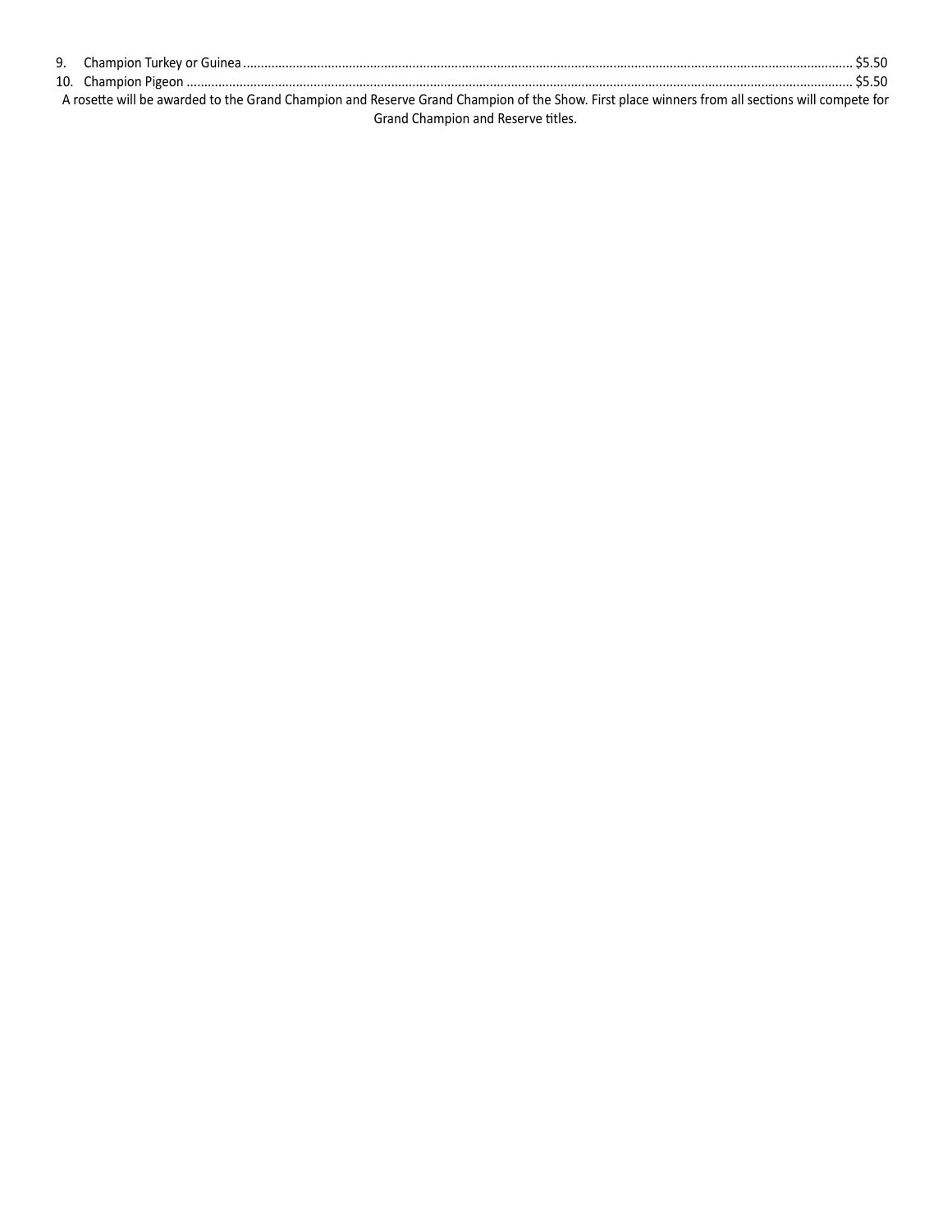9. Champion Turkey or Guinea ........................................................................................................ $5.50
10. Champion Pigeon ........................................................................................................ $5.50

A rosette will be awarded to the Grand Champion and Reserve Grand Champion of the Show. First place winners from all sections will compete for Grand Champion and Reserve titles.